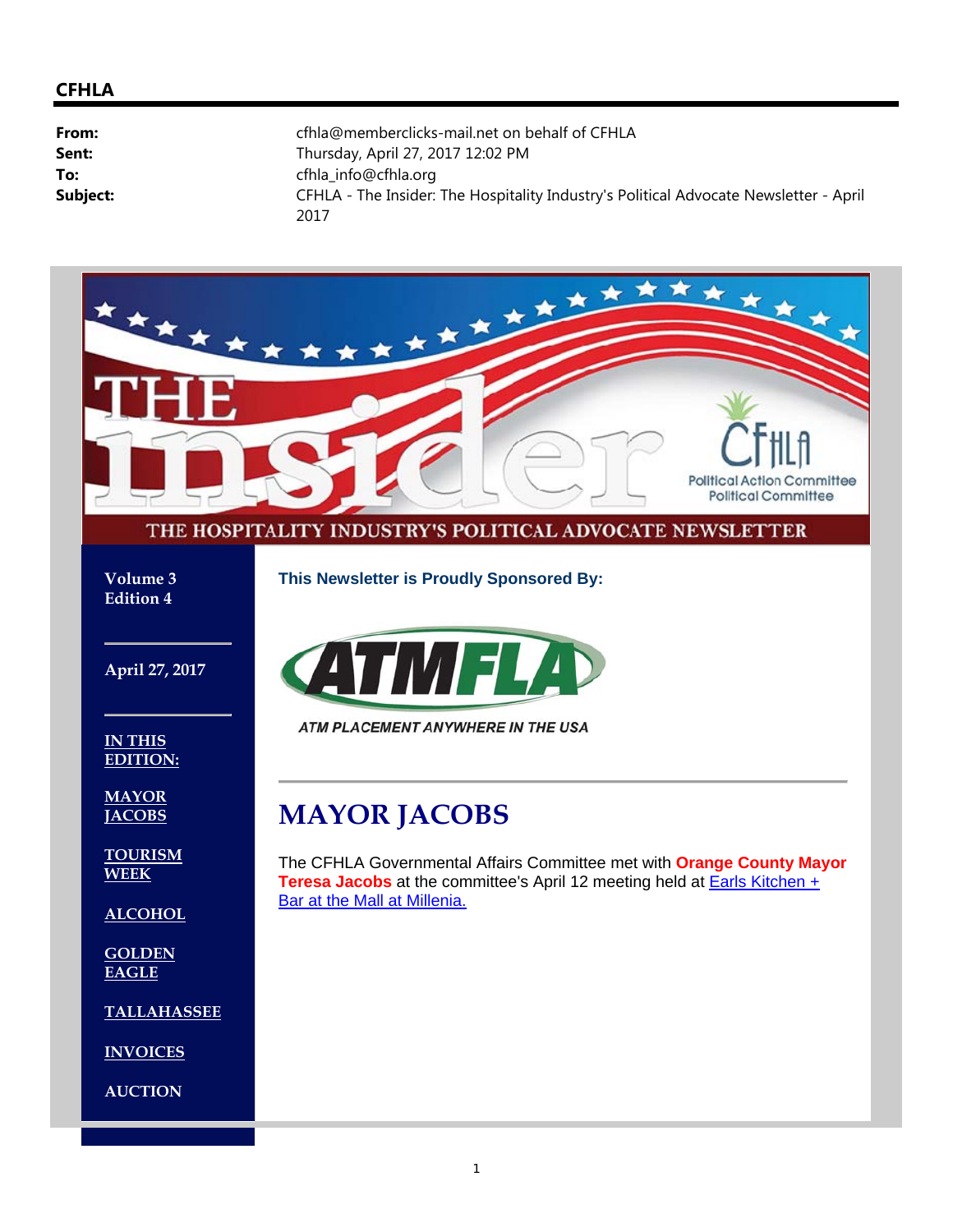**CFHLA**

**From:** cfhla@memberclicks-mail.net on behalf of CFHLA
**Sent:** Thursday, April 27, 2017 12:02 PM
**To:** cfhla_info@cfhla.org
**Subject:** CFHLA - The Insider: The Hospitality Industry's Political Advocate Newsletter - April 2017

THE insider

CFHLA Political Action Committee Political Committee

THE HOSPITALITY INDUSTRY'S POLITICAL ADVOCATE NEWSLETTER

**Volume 3**
**Edition 4**

**April 27, 2017**

**IN THIS EDITION:**

**MAYOR JACOBS**

**TOURISM WEEK**

**ALCOHOL**

**GOLDEN EAGLE**

**TALLAHASSEE**

**INVOICES**

**AUCTION**

**This Newsletter is Proudly Sponsored By:**

ATMFLA

*ATM PLACEMENT ANYWHERE IN THE USA*

---

# MAYOR JACOBS

The CFHLA Governmental Affairs Committee met with **Orange County Mayor Teresa Jacobs** at the committee's April 12 meeting held at [Earls Kitchen + Bar at the Mall at Millenia.]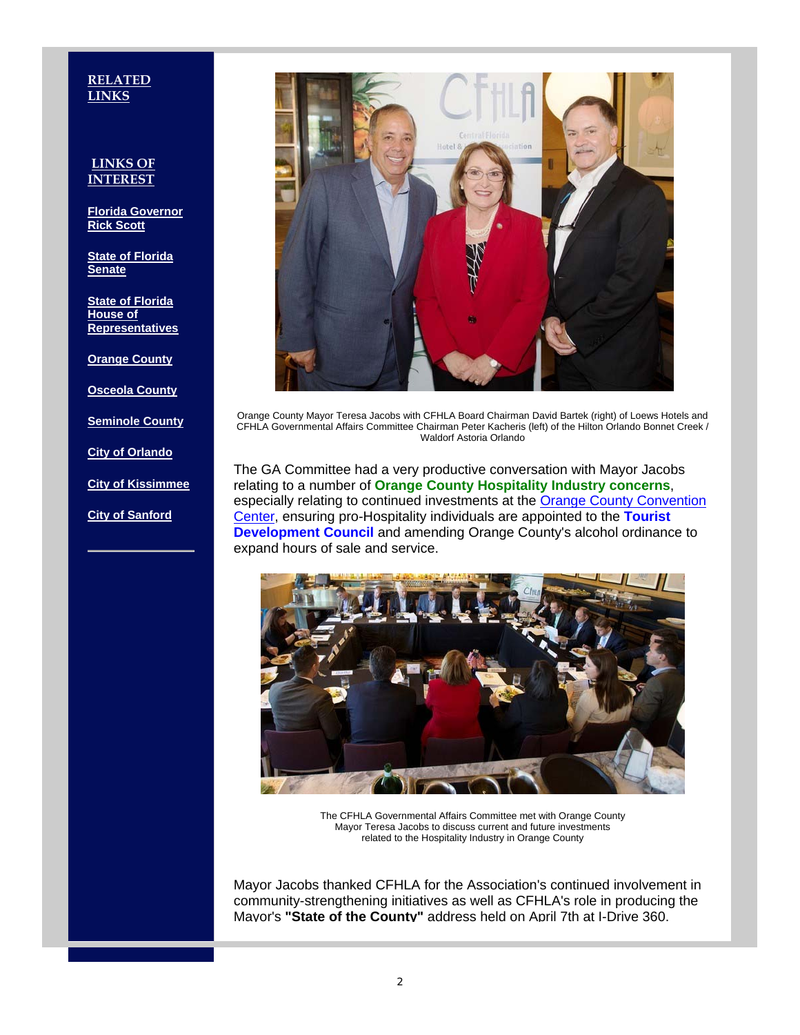**RELATED LINKS**

**LINKS OF INTEREST**

**Florida Governor Rick Scott**

**State of Florida Senate**

**State of Florida House of Representatives**

**Orange County**

**Osceola County**

**Seminole County**

**City of Orlando**

**City of Kissimmee**

**City of Sanford**

Orange County Mayor Teresa Jacobs with CFHLA Board Chairman David Bartek (right) of Loews Hotels and CFHLA Governmental Affairs Committee Chairman Peter Kacheris (left) of the Hilton Orlando Bonnet Creek / Waldorf Astoria Orlando

The GA Committee had a very productive conversation with Mayor Jacobs relating to a number of **Orange County Hospitality Industry concerns**, especially relating to continued investments at the Orange County Convention Center, ensuring pro-Hospitality individuals are appointed to the **Tourist Development Council** and amending Orange County's alcohol ordinance to expand hours of sale and service.

The CFHLA Governmental Affairs Committee met with Orange County Mayor Teresa Jacobs to discuss current and future investments related to the Hospitality Industry in Orange County

Mayor Jacobs thanked CFHLA for the Association's continued involvement in community-strengthening initiatives as well as CFHLA's role in producing the Mayor's **"State of the County"** address held on April 7th at I-Drive 360.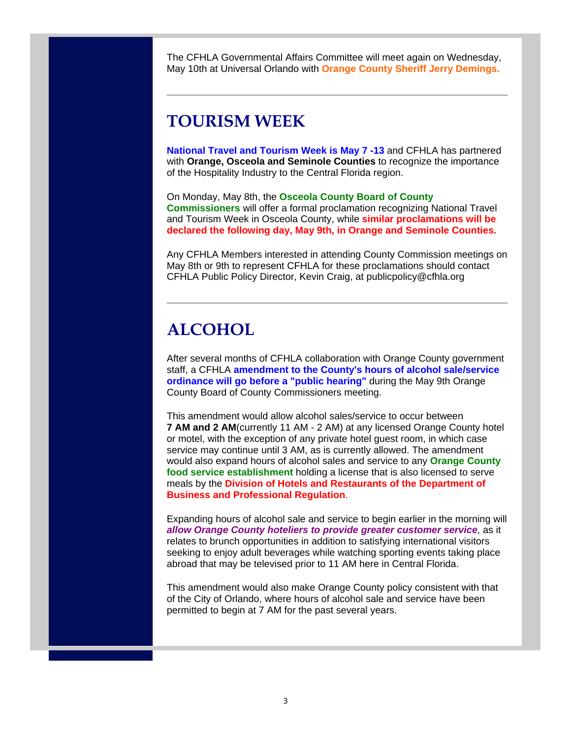The CFHLA Governmental Affairs Committee will meet again on Wednesday, May 10th at Universal Orlando with **Orange County Sheriff Jerry Demings.**

---

# TOURISM WEEK

**National Travel and Tourism Week is May 7 -13** and CFHLA has partnered with **Orange, Osceola and Seminole Counties** to recognize the importance of the Hospitality Industry to the Central Florida region.

On Monday, May 8th, the **Osceola County Board of County Commissioners** will offer a formal proclamation recognizing National Travel and Tourism Week in Osceola County, while **similar proclamations will be declared the following day, May 9th, in Orange and Seminole Counties.**

Any CFHLA Members interested in attending County Commission meetings on May 8th or 9th to represent CFHLA for these proclamations should contact CFHLA Public Policy Director, Kevin Craig, at publicpolicy@cfhla.org

---

# ALCOHOL

After several months of CFHLA collaboration with Orange County government staff, a CFHLA **amendment to the County's hours of alcohol sale/service ordinance will go before a "public hearing"** during the May 9th Orange County Board of County Commissioners meeting.

This amendment would allow alcohol sales/service to occur between **7 AM and 2 AM**(currently 11 AM - 2 AM) at any licensed Orange County hotel or motel, with the exception of any private hotel guest room, in which case service may continue until 3 AM, as is currently allowed. The amendment would also expand hours of alcohol sales and service to any **Orange County food service establishment** holding a license that is also licensed to serve meals by the **Division of Hotels and Restaurants of the Department of Business and Professional Regulation**.

Expanding hours of alcohol sale and service to begin earlier in the morning will ***allow Orange County hoteliers to provide greater customer service***, as it relates to brunch opportunities in addition to satisfying international visitors seeking to enjoy adult beverages while watching sporting events taking place abroad that may be televised prior to 11 AM here in Central Florida.

This amendment would also make Orange County policy consistent with that of the City of Orlando, where hours of alcohol sale and service have been permitted to begin at 7 AM for the past several years.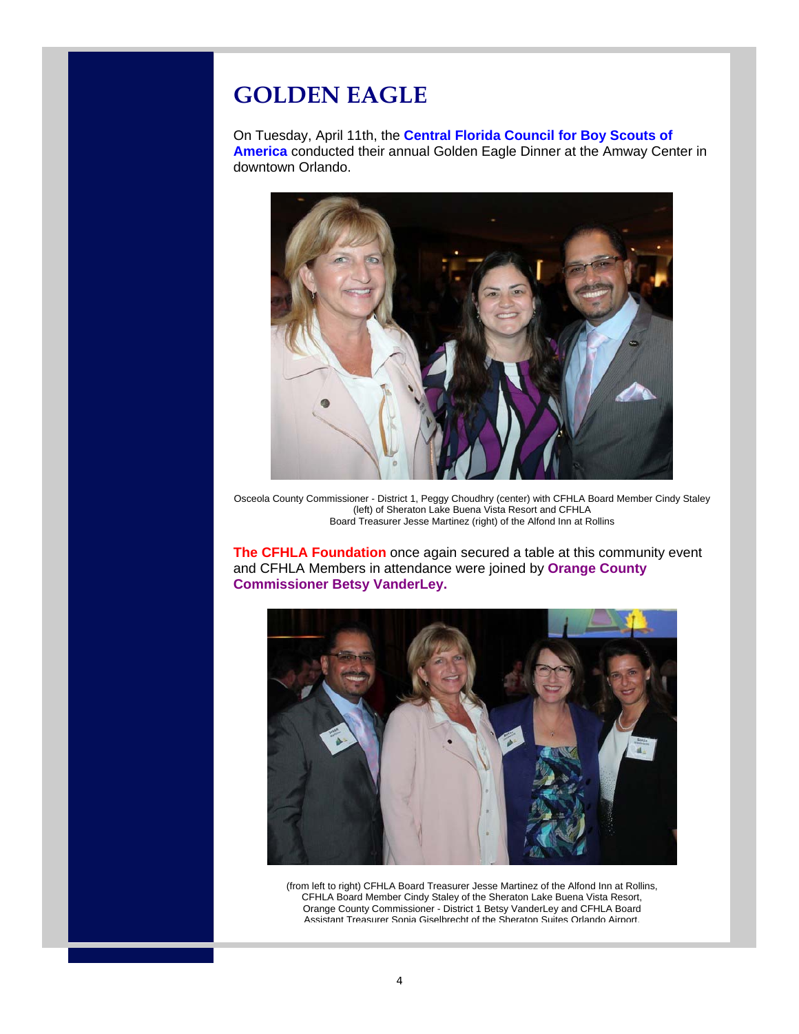# GOLDEN EAGLE

On Tuesday, April 11th, the **Central Florida Council for Boy Scouts of America** conducted their annual Golden Eagle Dinner at the Amway Center in downtown Orlando.

Osceola County Commissioner - District 1, Peggy Choudhry (center) with CFHLA Board Member Cindy Staley (left) of Sheraton Lake Buena Vista Resort and CFHLA Board Treasurer Jesse Martinez (right) of the Alfond Inn at Rollins

**The CFHLA Foundation** once again secured a table at this community event and CFHLA Members in attendance were joined by **Orange County Commissioner Betsy VanderLey.**

(from left to right) CFHLA Board Treasurer Jesse Martinez of the Alfond Inn at Rollins, CFHLA Board Member Cindy Staley of the Sheraton Lake Buena Vista Resort, Orange County Commissioner - District 1 Betsy VanderLey and CFHLA Board Assistant Treasurer Sonia Giselbrecht of the Sheraton Suites Orlando Airport.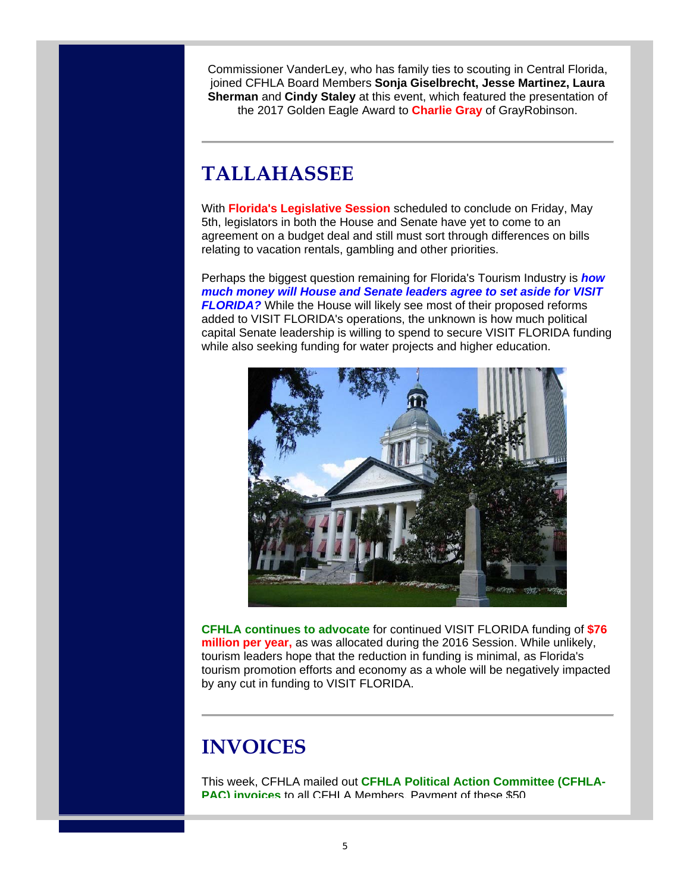Commissioner VanderLey, who has family ties to scouting in Central Florida, joined CFHLA Board Members **Sonja Giselbrecht, Jesse Martinez, Laura Sherman** and **Cindy Staley** at this event, which featured the presentation of the 2017 Golden Eagle Award to **Charlie Gray** of GrayRobinson.

---

## TALLAHASSEE

With **Florida's Legislative Session** scheduled to conclude on Friday, May 5th, legislators in both the House and Senate have yet to come to an agreement on a budget deal and still must sort through differences on bills relating to vacation rentals, gambling and other priorities.

Perhaps the biggest question remaining for Florida's Tourism Industry is ***how much money will House and Senate leaders agree to set aside for VISIT FLORIDA?*** While the House will likely see most of their proposed reforms added to VISIT FLORIDA's operations, the unknown is how much political capital Senate leadership is willing to spend to secure VISIT FLORIDA funding while also seeking funding for water projects and higher education.

**CFHLA continues to advocate** for continued VISIT FLORIDA funding of **$76 million per year,** as was allocated during the 2016 Session. While unlikely, tourism leaders hope that the reduction in funding is minimal, as Florida's tourism promotion efforts and economy as a whole will be negatively impacted by any cut in funding to VISIT FLORIDA.

---

## INVOICES

This week, CFHLA mailed out **CFHLA Political Action Committee (CFHLA-PAC) invoices** to all CFHLA Members. Payment of these $50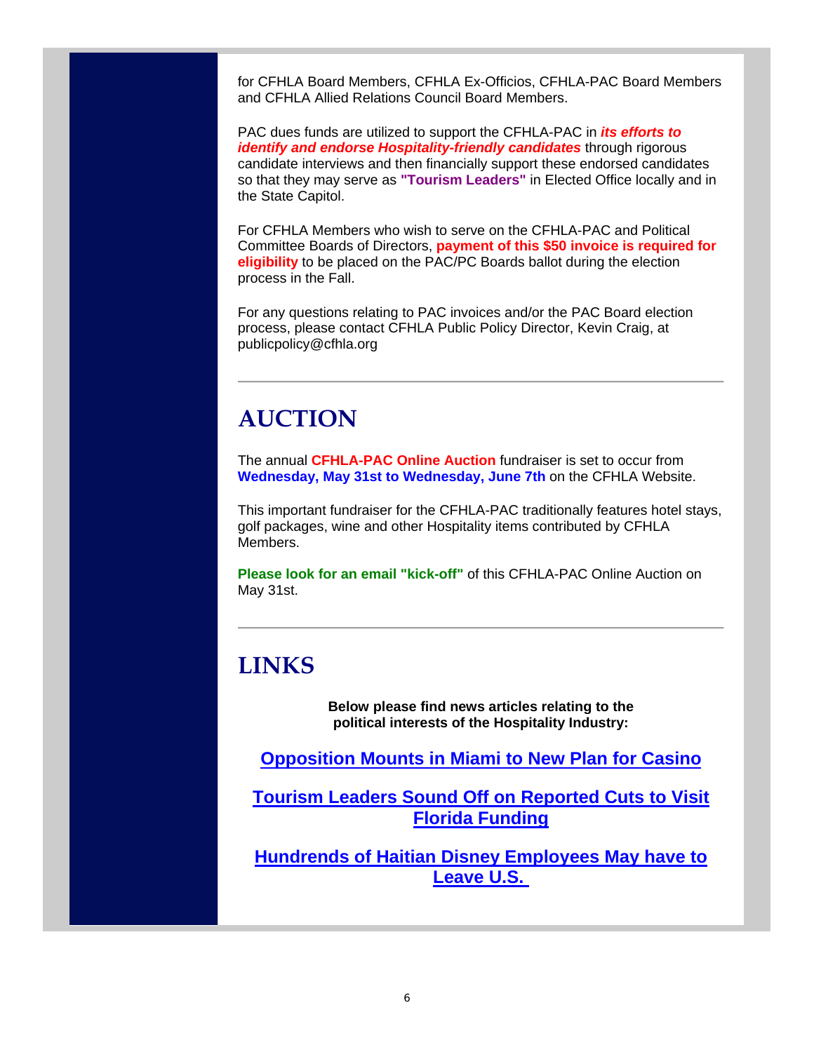for CFHLA Board Members, CFHLA Ex-Officios, CFHLA-PAC Board Members and CFHLA Allied Relations Council Board Members.

PAC dues funds are utilized to support the CFHLA-PAC in ***its efforts to identify and endorse Hospitality-friendly candidates*** through rigorous candidate interviews and then financially support these endorsed candidates so that they may serve as **"Tourism Leaders"** in Elected Office locally and in the State Capitol.

For CFHLA Members who wish to serve on the CFHLA-PAC and Political Committee Boards of Directors, **payment of this $50 invoice is required for eligibility** to be placed on the PAC/PC Boards ballot during the election process in the Fall.

For any questions relating to PAC invoices and/or the PAC Board election process, please contact CFHLA Public Policy Director, Kevin Craig, at publicpolicy@cfhla.org

---

# AUCTION

The annual **CFHLA-PAC Online Auction** fundraiser is set to occur from **Wednesday, May 31st to Wednesday, June 7th** on the CFHLA Website.

This important fundraiser for the CFHLA-PAC traditionally features hotel stays, golf packages, wine and other Hospitality items contributed by CFHLA Members.

**Please look for an email "kick-off"** of this CFHLA-PAC Online Auction on May 31st.

---

# LINKS

**Below please find news articles relating to the political interests of the Hospitality Industry:**

**Opposition Mounts in Miami to New Plan for Casino**

**Tourism Leaders Sound Off on Reported Cuts to Visit Florida Funding**

**Hundrends of Haitian Disney Employees May have to Leave U.S.**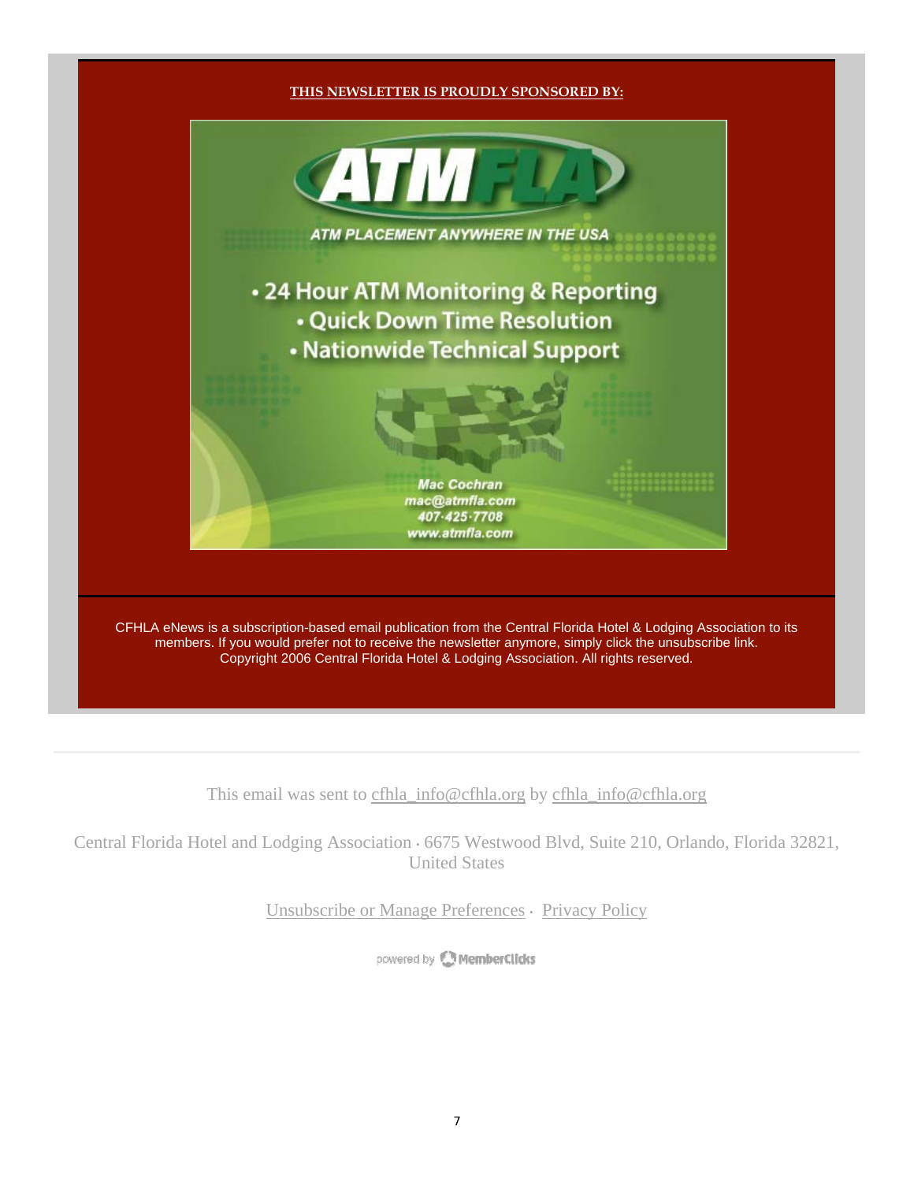**THIS NEWSLETTER IS PROUDLY SPONSORED BY:**

ATMFLA

ATM PLACEMENT ANYWHERE IN THE USA

- 24 Hour ATM Monitoring & Reporting
- Quick Down Time Resolution
- Nationwide Technical Support

Mac Cochran
mac@atmfla.com
407·425·7708
www.atmfla.com

CFHLA eNews is a subscription-based email publication from the Central Florida Hotel & Lodging Association to its members. If you would prefer not to receive the newsletter anymore, simply click the unsubscribe link. Copyright 2006 Central Florida Hotel & Lodging Association. All rights reserved.

---

This email was sent to cfhla_info@cfhla.org by cfhla_info@cfhla.org

Central Florida Hotel and Lodging Association · 6675 Westwood Blvd, Suite 210, Orlando, Florida 32821, United States

Unsubscribe or Manage Preferences · Privacy Policy

powered by MemberClicks